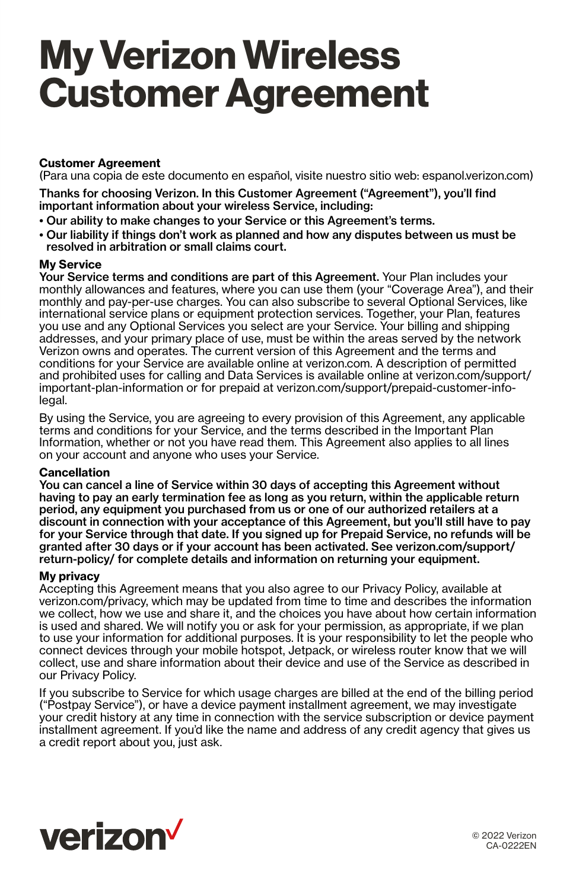# My Verizon Wireless Customer Agreement

## Customer Agreement

(Para una copia de este documento en español, visite nuestro sitio web: espanol.verizon.com)

**Thanks for choosing Verizon. In this Customer Agreement ("Agreement"), you'll find important information about your wireless Service, including:**

- **Our ability to make changes to your Service or this Agreement's terms.**
- **Our liability if things don't work as planned and how any disputes between us must be resolved in arbitration or small claims court.**

## My Service

**Your Service terms and conditions are part of this Agreement.** Your Plan includes your monthly allowances and features, where you can use them (your "Coverage Area"), and their monthly and pay-per-use charges. You can also subscribe to several Optional Services, like international service plans or equipment protection services. Together, your Plan, features you use and any Optional Services you select are your Service. Your billing and shipping addresses, and your primary place of use, must be within the areas served by the network Verizon owns and operates. The current version of this Agreement and the terms and conditions for your Service are available online at verizon.com. A description of permitted and prohibited uses for calling and Data Services is available online at verizon.com/support/important-plan-information or for prepaid at verizon.com/support/prepaid-customer-info-legal.

By using the Service, you are agreeing to every provision of this Agreement, any applicable terms and conditions for your Service, and the terms described in the Important Plan Information, whether or not you have read them. This Agreement also applies to all lines on your account and anyone who uses your Service.

## Cancellation

**You can cancel a line of Service within 30 days of accepting this Agreement without having to pay an early termination fee as long as you return, within the applicable return period, any equipment you purchased from us or one of our authorized retailers at a discount in connection with your acceptance of this Agreement, but you'll still have to pay for your Service through that date. If you signed up for Prepaid Service, no refunds will be granted after 30 days or if your account has been activated. See verizon.com/support/return-policy/ for complete details and information on returning your equipment.**

## My privacy

Accepting this Agreement means that you also agree to our Privacy Policy, available at verizon.com/privacy, which may be updated from time to time and describes the information we collect, how we use and share it, and the choices you have about how certain information is used and shared. We will notify you or ask for your permission, as appropriate, if we plan to use your information for additional purposes. It is your responsibility to let the people who connect devices through your mobile hotspot, Jetpack, or wireless router know that we will collect, use and share information about their device and use of the Service as described in our Privacy Policy.

If you subscribe to Service for which usage charges are billed at the end of the billing period ("Postpay Service"), or have a device payment installment agreement, we may investigate your credit history at any time in connection with the service subscription or device payment installment agreement. If you'd like the name and address of any credit agency that gives us a credit report about you, just ask.

verizon

© 2022 Verizon
CA-0222EN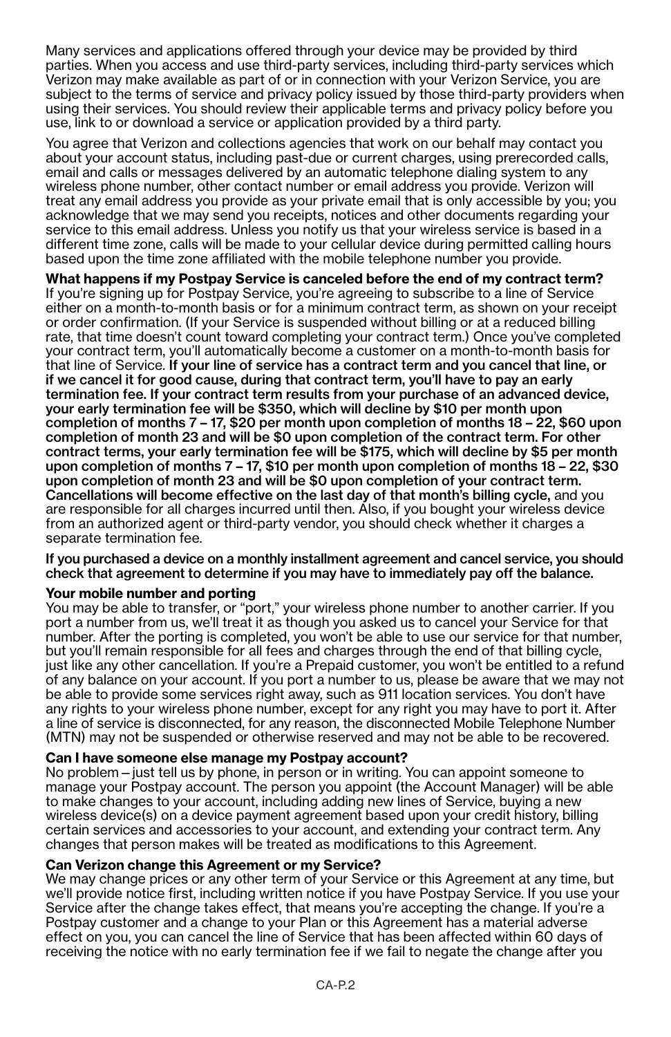Many services and applications offered through your device may be provided by third parties. When you access and use third-party services, including third-party services which Verizon may make available as part of or in connection with your Verizon Service, you are subject to the terms of service and privacy policy issued by those third-party providers when using their services. You should review their applicable terms and privacy policy before you use, link to or download a service or application provided by a third party.

You agree that Verizon and collections agencies that work on our behalf may contact you about your account status, including past-due or current charges, using prerecorded calls, email and calls or messages delivered by an automatic telephone dialing system to any wireless phone number, other contact number or email address you provide. Verizon will treat any email address you provide as your private email that is only accessible by you; you acknowledge that we may send you receipts, notices and other documents regarding your service to this email address. Unless you notify us that your wireless service is based in a different time zone, calls will be made to your cellular device during permitted calling hours based upon the time zone affiliated with the mobile telephone number you provide.

**What happens if my Postpay Service is canceled before the end of my contract term?**
If you're signing up for Postpay Service, you're agreeing to subscribe to a line of Service either on a month-to-month basis or for a minimum contract term, as shown on your receipt or order confirmation. (If your Service is suspended without billing or at a reduced billing rate, that time doesn't count toward completing your contract term.) Once you've completed your contract term, you'll automatically become a customer on a month-to-month basis for that line of Service. **If your line of service has a contract term and you cancel that line, or if we cancel it for good cause, during that contract term, you'll have to pay an early termination fee. If your contract term results from your purchase of an advanced device, your early termination fee will be $350, which will decline by $10 per month upon completion of months 7 – 17, $20 per month upon completion of months 18 – 22, $60 upon completion of month 23 and will be $0 upon completion of the contract term. For other contract terms, your early termination fee will be $175, which will decline by $5 per month upon completion of months 7 – 17, $10 per month upon completion of months 18 – 22, $30 upon completion of month 23 and will be $0 upon completion of your contract term. Cancellations will become effective on the last day of that month's billing cycle,** and you are responsible for all charges incurred until then. Also, if you bought your wireless device from an authorized agent or third-party vendor, you should check whether it charges a separate termination fee.

**If you purchased a device on a monthly installment agreement and cancel service, you should check that agreement to determine if you may have to immediately pay off the balance.**

**Your mobile number and porting**
You may be able to transfer, or "port," your wireless phone number to another carrier. If you port a number from us, we'll treat it as though you asked us to cancel your Service for that number. After the porting is completed, you won't be able to use our service for that number, but you'll remain responsible for all fees and charges through the end of that billing cycle, just like any other cancellation. If you're a Prepaid customer, you won't be entitled to a refund of any balance on your account. If you port a number to us, please be aware that we may not be able to provide some services right away, such as 911 location services. You don't have any rights to your wireless phone number, except for any right you may have to port it. After a line of service is disconnected, for any reason, the disconnected Mobile Telephone Number (MTN) may not be suspended or otherwise reserved and may not be able to be recovered.

**Can I have someone else manage my Postpay account?**
No problem—just tell us by phone, in person or in writing. You can appoint someone to manage your Postpay account. The person you appoint (the Account Manager) will be able to make changes to your account, including adding new lines of Service, buying a new wireless device(s) on a device payment agreement based upon your credit history, billing certain services and accessories to your account, and extending your contract term. Any changes that person makes will be treated as modifications to this Agreement.

**Can Verizon change this Agreement or my Service?**
We may change prices or any other term of your Service or this Agreement at any time, but we'll provide notice first, including written notice if you have Postpay Service. If you use your Service after the change takes effect, that means you're accepting the change. If you're a Postpay customer and a change to your Plan or this Agreement has a material adverse effect on you, you can cancel the line of Service that has been affected within 60 days of receiving the notice with no early termination fee if we fail to negate the change after you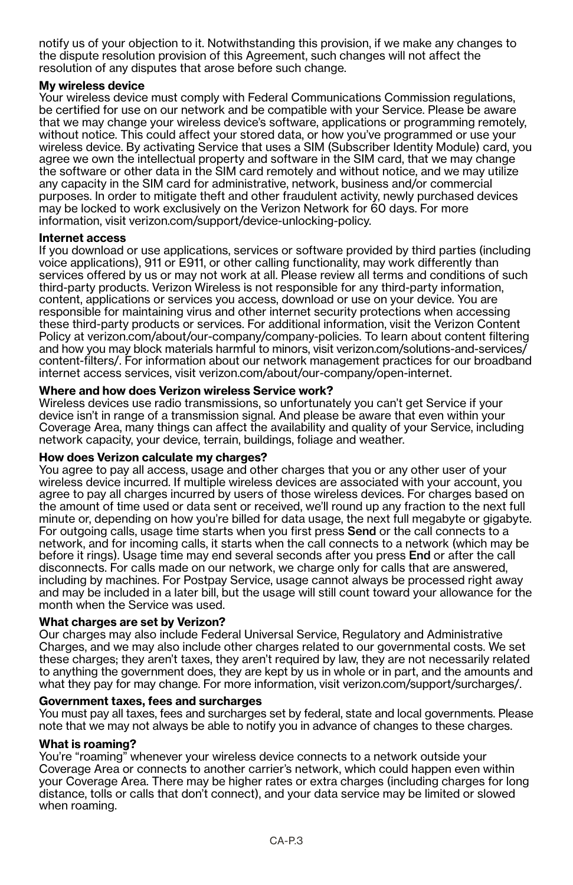notify us of your objection to it. Notwithstanding this provision, if we make any changes to the dispute resolution provision of this Agreement, such changes will not affect the resolution of any disputes that arose before such change.

**My wireless device**

Your wireless device must comply with Federal Communications Commission regulations, be certified for use on our network and be compatible with your Service. Please be aware that we may change your wireless device's software, applications or programming remotely, without notice. This could affect your stored data, or how you've programmed or use your wireless device. By activating Service that uses a SIM (Subscriber Identity Module) card, you agree we own the intellectual property and software in the SIM card, that we may change the software or other data in the SIM card remotely and without notice, and we may utilize any capacity in the SIM card for administrative, network, business and/or commercial purposes. In order to mitigate theft and other fraudulent activity, newly purchased devices may be locked to work exclusively on the Verizon Network for 60 days. For more information, visit verizon.com/support/device-unlocking-policy.

**Internet access**

If you download or use applications, services or software provided by third parties (including voice applications), 911 or E911, or other calling functionality, may work differently than services offered by us or may not work at all. Please review all terms and conditions of such third-party products. Verizon Wireless is not responsible for any third-party information, content, applications or services you access, download or use on your device. You are responsible for maintaining virus and other internet security protections when accessing these third-party products or services. For additional information, visit the Verizon Content Policy at verizon.com/about/our-company/company-policies. To learn about content filtering and how you may block materials harmful to minors, visit verizon.com/solutions-and-services/content-filters/. For information about our network management practices for our broadband internet access services, visit verizon.com/about/our-company/open-internet.

**Where and how does Verizon wireless Service work?**

Wireless devices use radio transmissions, so unfortunately you can't get Service if your device isn't in range of a transmission signal. And please be aware that even within your Coverage Area, many things can affect the availability and quality of your Service, including network capacity, your device, terrain, buildings, foliage and weather.

**How does Verizon calculate my charges?**

You agree to pay all access, usage and other charges that you or any other user of your wireless device incurred. If multiple wireless devices are associated with your account, you agree to pay all charges incurred by users of those wireless devices. For charges based on the amount of time used or data sent or received, we'll round up any fraction to the next full minute or, depending on how you're billed for data usage, the next full megabyte or gigabyte. For outgoing calls, usage time starts when you first press **Send** or the call connects to a network, and for incoming calls, it starts when the call connects to a network (which may be before it rings). Usage time may end several seconds after you press **End** or after the call disconnects. For calls made on our network, we charge only for calls that are answered, including by machines. For Postpay Service, usage cannot always be processed right away and may be included in a later bill, but the usage will still count toward your allowance for the month when the Service was used.

**What charges are set by Verizon?**

Our charges may also include Federal Universal Service, Regulatory and Administrative Charges, and we may also include other charges related to our governmental costs. We set these charges; they aren't taxes, they aren't required by law, they are not necessarily related to anything the government does, they are kept by us in whole or in part, and the amounts and what they pay for may change. For more information, visit verizon.com/support/surcharges/.

**Government taxes, fees and surcharges**

You must pay all taxes, fees and surcharges set by federal, state and local governments. Please note that we may not always be able to notify you in advance of changes to these charges.

**What is roaming?**

You're "roaming" whenever your wireless device connects to a network outside your Coverage Area or connects to another carrier's network, which could happen even within your Coverage Area. There may be higher rates or extra charges (including charges for long distance, tolls or calls that don't connect), and your data service may be limited or slowed when roaming.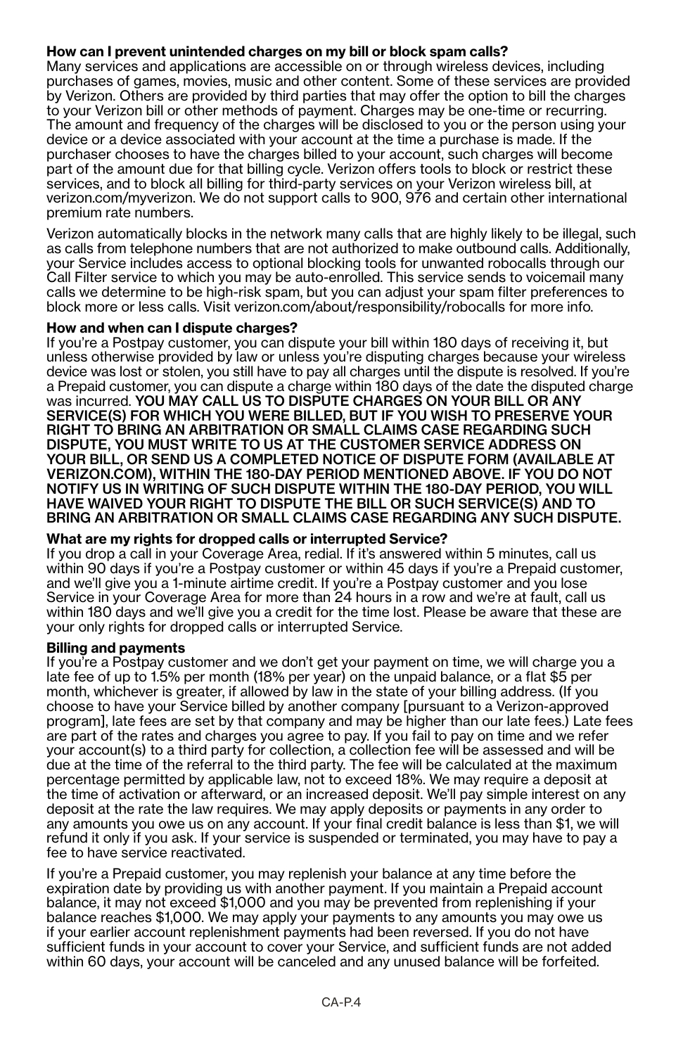**How can I prevent unintended charges on my bill or block spam calls?**
Many services and applications are accessible on or through wireless devices, including purchases of games, movies, music and other content. Some of these services are provided by Verizon. Others are provided by third parties that may offer the option to bill the charges to your Verizon bill or other methods of payment. Charges may be one-time or recurring. The amount and frequency of the charges will be disclosed to you or the person using your device or a device associated with your account at the time a purchase is made. If the purchaser chooses to have the charges billed to your account, such charges will become part of the amount due for that billing cycle. Verizon offers tools to block or restrict these services, and to block all billing for third-party services on your Verizon wireless bill, at verizon.com/myverizon. We do not support calls to 900, 976 and certain other international premium rate numbers.

Verizon automatically blocks in the network many calls that are highly likely to be illegal, such as calls from telephone numbers that are not authorized to make outbound calls. Additionally, your Service includes access to optional blocking tools for unwanted robocalls through our Call Filter service to which you may be auto-enrolled. This service sends to voicemail many calls we determine to be high-risk spam, but you can adjust your spam filter preferences to block more or less calls. Visit verizon.com/about/responsibility/robocalls for more info.

**How and when can I dispute charges?**
If you're a Postpay customer, you can dispute your bill within 180 days of receiving it, but unless otherwise provided by law or unless you're disputing charges because your wireless device was lost or stolen, you still have to pay all charges until the dispute is resolved. If you're a Prepaid customer, you can dispute a charge within 180 days of the date the disputed charge was incurred. **YOU MAY CALL US TO DISPUTE CHARGES ON YOUR BILL OR ANY SERVICE(S) FOR WHICH YOU WERE BILLED, BUT IF YOU WISH TO PRESERVE YOUR RIGHT TO BRING AN ARBITRATION OR SMALL CLAIMS CASE REGARDING SUCH DISPUTE, YOU MUST WRITE TO US AT THE CUSTOMER SERVICE ADDRESS ON YOUR BILL, OR SEND US A COMPLETED NOTICE OF DISPUTE FORM (AVAILABLE AT VERIZON.COM), WITHIN THE 180-DAY PERIOD MENTIONED ABOVE. IF YOU DO NOT NOTIFY US IN WRITING OF SUCH DISPUTE WITHIN THE 180-DAY PERIOD, YOU WILL HAVE WAIVED YOUR RIGHT TO DISPUTE THE BILL OR SUCH SERVICE(S) AND TO BRING AN ARBITRATION OR SMALL CLAIMS CASE REGARDING ANY SUCH DISPUTE.**

**What are my rights for dropped calls or interrupted Service?**
If you drop a call in your Coverage Area, redial. If it's answered within 5 minutes, call us within 90 days if you're a Postpay customer or within 45 days if you're a Prepaid customer, and we'll give you a 1-minute airtime credit. If you're a Postpay customer and you lose Service in your Coverage Area for more than 24 hours in a row and we're at fault, call us within 180 days and we'll give you a credit for the time lost. Please be aware that these are your only rights for dropped calls or interrupted Service.

**Billing and payments**
If you're a Postpay customer and we don't get your payment on time, we will charge you a late fee of up to 1.5% per month (18% per year) on the unpaid balance, or a flat $5 per month, whichever is greater, if allowed by law in the state of your billing address. (If you choose to have your Service billed by another company [pursuant to a Verizon-approved program], late fees are set by that company and may be higher than our late fees.) Late fees are part of the rates and charges you agree to pay. If you fail to pay on time and we refer your account(s) to a third party for collection, a collection fee will be assessed and will be due at the time of the referral to the third party. The fee will be calculated at the maximum percentage permitted by applicable law, not to exceed 18%. We may require a deposit at the time of activation or afterward, or an increased deposit. We'll pay simple interest on any deposit at the rate the law requires. We may apply deposits or payments in any order to any amounts you owe us on any account. If your final credit balance is less than $1, we will refund it only if you ask. If your service is suspended or terminated, you may have to pay a fee to have service reactivated.

If you're a Prepaid customer, you may replenish your balance at any time before the expiration date by providing us with another payment. If you maintain a Prepaid account balance, it may not exceed $1,000 and you may be prevented from replenishing if your balance reaches $1,000. We may apply your payments to any amounts you may owe us if your earlier account replenishment payments had been reversed. If you do not have sufficient funds in your account to cover your Service, and sufficient funds are not added within 60 days, your account will be canceled and any unused balance will be forfeited.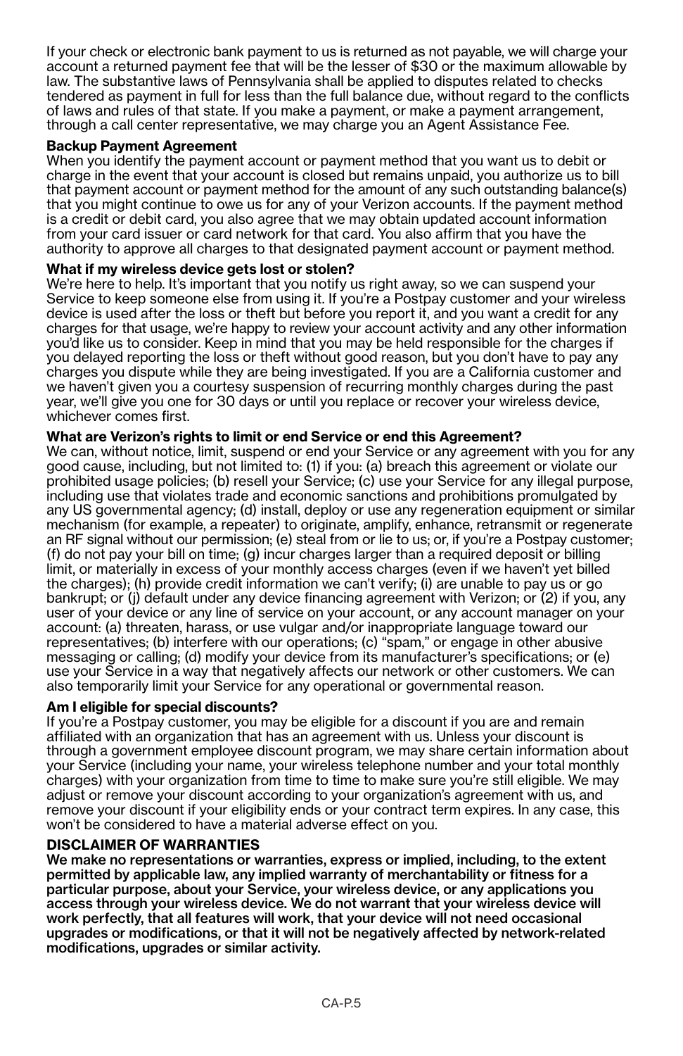If your check or electronic bank payment to us is returned as not payable, we will charge your account a returned payment fee that will be the lesser of $30 or the maximum allowable by law. The substantive laws of Pennsylvania shall be applied to disputes related to checks tendered as payment in full for less than the full balance due, without regard to the conflicts of laws and rules of that state. If you make a payment, or make a payment arrangement, through a call center representative, we may charge you an Agent Assistance Fee.

**Backup Payment Agreement**

When you identify the payment account or payment method that you want us to debit or charge in the event that your account is closed but remains unpaid, you authorize us to bill that payment account or payment method for the amount of any such outstanding balance(s) that you might continue to owe us for any of your Verizon accounts. If the payment method is a credit or debit card, you also agree that we may obtain updated account information from your card issuer or card network for that card. You also affirm that you have the authority to approve all charges to that designated payment account or payment method.

**What if my wireless device gets lost or stolen?**

We're here to help. It's important that you notify us right away, so we can suspend your Service to keep someone else from using it. If you're a Postpay customer and your wireless device is used after the loss or theft but before you report it, and you want a credit for any charges for that usage, we're happy to review your account activity and any other information you'd like us to consider. Keep in mind that you may be held responsible for the charges if you delayed reporting the loss or theft without good reason, but you don't have to pay any charges you dispute while they are being investigated. If you are a California customer and we haven't given you a courtesy suspension of recurring monthly charges during the past year, we'll give you one for 30 days or until you replace or recover your wireless device, whichever comes first.

**What are Verizon's rights to limit or end Service or end this Agreement?**

We can, without notice, limit, suspend or end your Service or any agreement with you for any good cause, including, but not limited to: (1) if you: (a) breach this agreement or violate our prohibited usage policies; (b) resell your Service; (c) use your Service for any illegal purpose, including use that violates trade and economic sanctions and prohibitions promulgated by any US governmental agency; (d) install, deploy or use any regeneration equipment or similar mechanism (for example, a repeater) to originate, amplify, enhance, retransmit or regenerate an RF signal without our permission; (e) steal from or lie to us; or, if you're a Postpay customer; (f) do not pay your bill on time; (g) incur charges larger than a required deposit or billing limit, or materially in excess of your monthly access charges (even if we haven't yet billed the charges); (h) provide credit information we can't verify; (i) are unable to pay us or go bankrupt; or (j) default under any device financing agreement with Verizon; or (2) if you, any user of your device or any line of service on your account, or any account manager on your account: (a) threaten, harass, or use vulgar and/or inappropriate language toward our representatives; (b) interfere with our operations; (c) "spam," or engage in other abusive messaging or calling; (d) modify your device from its manufacturer's specifications; or (e) use your Service in a way that negatively affects our network or other customers. We can also temporarily limit your Service for any operational or governmental reason.

**Am I eligible for special discounts?**

If you're a Postpay customer, you may be eligible for a discount if you are and remain affiliated with an organization that has an agreement with us. Unless your discount is through a government employee discount program, we may share certain information about your Service (including your name, your wireless telephone number and your total monthly charges) with your organization from time to time to make sure you're still eligible. We may adjust or remove your discount according to your organization's agreement with us, and remove your discount if your eligibility ends or your contract term expires. In any case, this won't be considered to have a material adverse effect on you.

**DISCLAIMER OF WARRANTIES**

**We make no representations or warranties, express or implied, including, to the extent permitted by applicable law, any implied warranty of merchantability or fitness for a particular purpose, about your Service, your wireless device, or any applications you access through your wireless device. We do not warrant that your wireless device will work perfectly, that all features will work, that your device will not need occasional upgrades or modifications, or that it will not be negatively affected by network-related modifications, upgrades or similar activity.**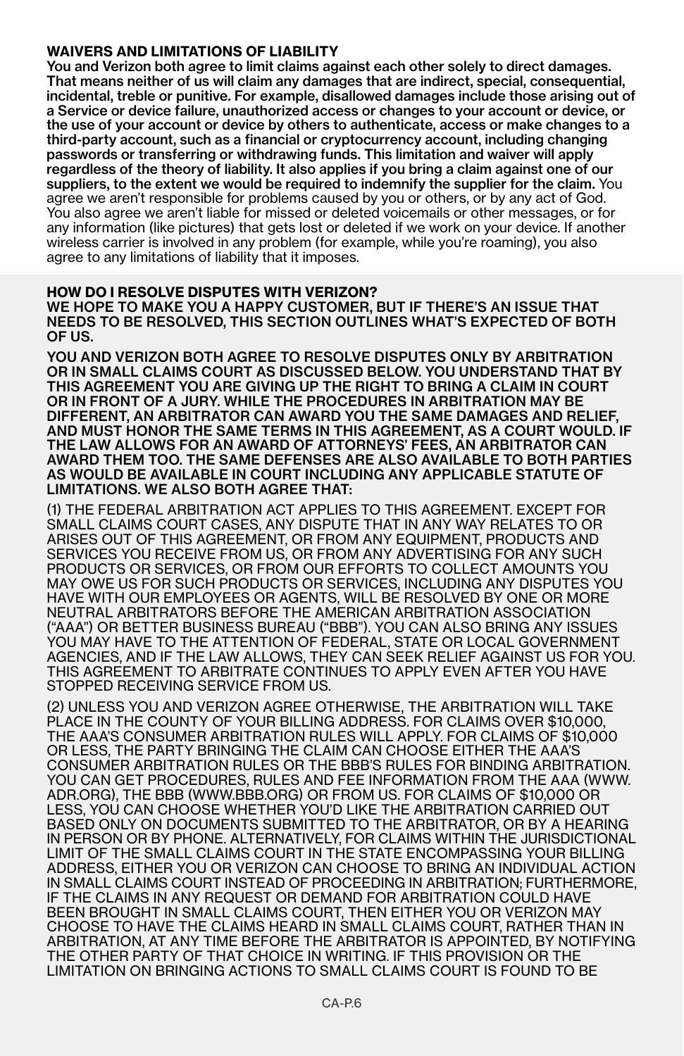### WAIVERS AND LIMITATIONS OF LIABILITY

**You and Verizon both agree to limit claims against each other solely to direct damages. That means neither of us will claim any damages that are indirect, special, consequential, incidental, treble or punitive. For example, disallowed damages include those arising out of a Service or device failure, unauthorized access or changes to your account or device, or the use of your account or device by others to authenticate, access or make changes to a third-party account, such as a financial or cryptocurrency account, including changing passwords or transferring or withdrawing funds. This limitation and waiver will apply regardless of the theory of liability. It also applies if you bring a claim against one of our suppliers, to the extent we would be required to indemnify the supplier for the claim.** You agree we aren't responsible for problems caused by you or others, or by any act of God. You also agree we aren't liable for missed or deleted voicemails or other messages, or for any information (like pictures) that gets lost or deleted if we work on your device. If another wireless carrier is involved in any problem (for example, while you're roaming), you also agree to any limitations of liability that it imposes.

### HOW DO I RESOLVE DISPUTES WITH VERIZON?

**WE HOPE TO MAKE YOU A HAPPY CUSTOMER, BUT IF THERE'S AN ISSUE THAT NEEDS TO BE RESOLVED, THIS SECTION OUTLINES WHAT'S EXPECTED OF BOTH OF US.**

**YOU AND VERIZON BOTH AGREE TO RESOLVE DISPUTES ONLY BY ARBITRATION OR IN SMALL CLAIMS COURT AS DISCUSSED BELOW. YOU UNDERSTAND THAT BY THIS AGREEMENT YOU ARE GIVING UP THE RIGHT TO BRING A CLAIM IN COURT OR IN FRONT OF A JURY. WHILE THE PROCEDURES IN ARBITRATION MAY BE DIFFERENT, AN ARBITRATOR CAN AWARD YOU THE SAME DAMAGES AND RELIEF, AND MUST HONOR THE SAME TERMS IN THIS AGREEMENT, AS A COURT WOULD. IF THE LAW ALLOWS FOR AN AWARD OF ATTORNEYS' FEES, AN ARBITRATOR CAN AWARD THEM TOO. THE SAME DEFENSES ARE ALSO AVAILABLE TO BOTH PARTIES AS WOULD BE AVAILABLE IN COURT INCLUDING ANY APPLICABLE STATUTE OF LIMITATIONS. WE ALSO BOTH AGREE THAT:**

(1) THE FEDERAL ARBITRATION ACT APPLIES TO THIS AGREEMENT. EXCEPT FOR SMALL CLAIMS COURT CASES, ANY DISPUTE THAT IN ANY WAY RELATES TO OR ARISES OUT OF THIS AGREEMENT, OR FROM ANY EQUIPMENT, PRODUCTS AND SERVICES YOU RECEIVE FROM US, OR FROM ANY ADVERTISING FOR ANY SUCH PRODUCTS OR SERVICES, OR FROM OUR EFFORTS TO COLLECT AMOUNTS YOU MAY OWE US FOR SUCH PRODUCTS OR SERVICES, INCLUDING ANY DISPUTES YOU HAVE WITH OUR EMPLOYEES OR AGENTS, WILL BE RESOLVED BY ONE OR MORE NEUTRAL ARBITRATORS BEFORE THE AMERICAN ARBITRATION ASSOCIATION ("AAA") OR BETTER BUSINESS BUREAU ("BBB"). YOU CAN ALSO BRING ANY ISSUES YOU MAY HAVE TO THE ATTENTION OF FEDERAL, STATE OR LOCAL GOVERNMENT AGENCIES, AND IF THE LAW ALLOWS, THEY CAN SEEK RELIEF AGAINST US FOR YOU. THIS AGREEMENT TO ARBITRATE CONTINUES TO APPLY EVEN AFTER YOU HAVE STOPPED RECEIVING SERVICE FROM US.

(2) UNLESS YOU AND VERIZON AGREE OTHERWISE, THE ARBITRATION WILL TAKE PLACE IN THE COUNTY OF YOUR BILLING ADDRESS. FOR CLAIMS OVER $10,000, THE AAA'S CONSUMER ARBITRATION RULES WILL APPLY. FOR CLAIMS OF $10,000 OR LESS, THE PARTY BRINGING THE CLAIM CAN CHOOSE EITHER THE AAA'S CONSUMER ARBITRATION RULES OR THE BBB'S RULES FOR BINDING ARBITRATION. YOU CAN GET PROCEDURES, RULES AND FEE INFORMATION FROM THE AAA (WWW.ADR.ORG), THE BBB (WWW.BBB.ORG) OR FROM US. FOR CLAIMS OF $10,000 OR LESS, YOU CAN CHOOSE WHETHER YOU'D LIKE THE ARBITRATION CARRIED OUT BASED ONLY ON DOCUMENTS SUBMITTED TO THE ARBITRATOR, OR BY A HEARING IN PERSON OR BY PHONE. ALTERNATIVELY, FOR CLAIMS WITHIN THE JURISDICTIONAL LIMIT OF THE SMALL CLAIMS COURT IN THE STATE ENCOMPASSING YOUR BILLING ADDRESS, EITHER YOU OR VERIZON CAN CHOOSE TO BRING AN INDIVIDUAL ACTION IN SMALL CLAIMS COURT INSTEAD OF PROCEEDING IN ARBITRATION; FURTHERMORE, IF THE CLAIMS IN ANY REQUEST OR DEMAND FOR ARBITRATION COULD HAVE BEEN BROUGHT IN SMALL CLAIMS COURT, THEN EITHER YOU OR VERIZON MAY CHOOSE TO HAVE THE CLAIMS HEARD IN SMALL CLAIMS COURT, RATHER THAN IN ARBITRATION, AT ANY TIME BEFORE THE ARBITRATOR IS APPOINTED, BY NOTIFYING THE OTHER PARTY OF THAT CHOICE IN WRITING. IF THIS PROVISION OR THE LIMITATION ON BRINGING ACTIONS TO SMALL CLAIMS COURT IS FOUND TO BE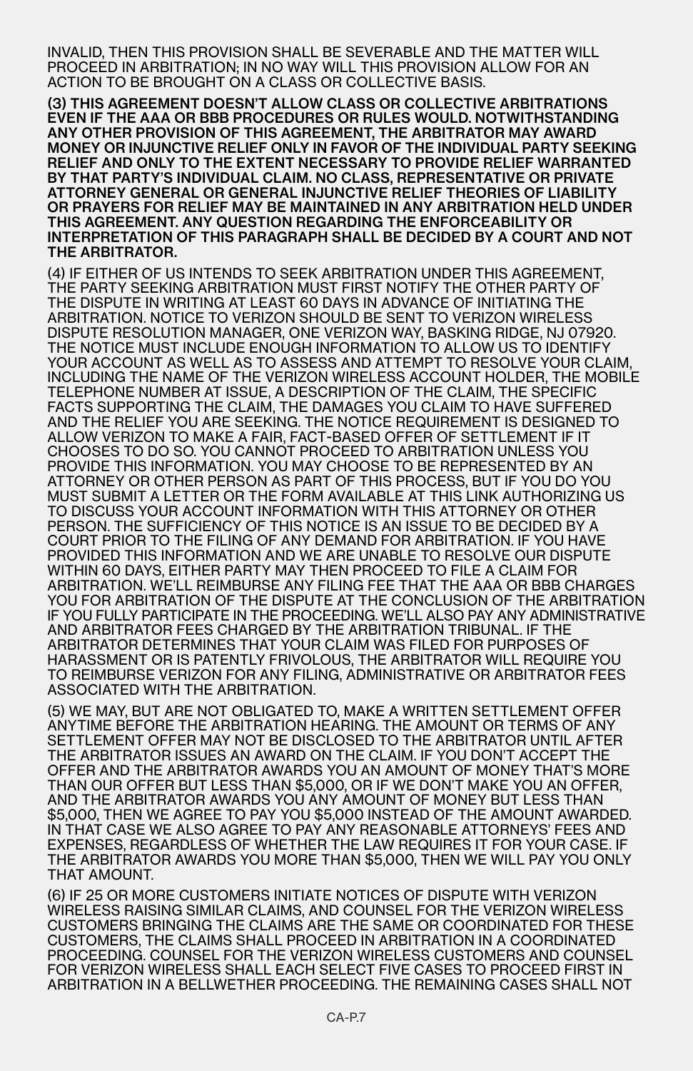INVALID, THEN THIS PROVISION SHALL BE SEVERABLE AND THE MATTER WILL PROCEED IN ARBITRATION; IN NO WAY WILL THIS PROVISION ALLOW FOR AN ACTION TO BE BROUGHT ON A CLASS OR COLLECTIVE BASIS.

**(3) THIS AGREEMENT DOESN'T ALLOW CLASS OR COLLECTIVE ARBITRATIONS EVEN IF THE AAA OR BBB PROCEDURES OR RULES WOULD. NOTWITHSTANDING ANY OTHER PROVISION OF THIS AGREEMENT, THE ARBITRATOR MAY AWARD MONEY OR INJUNCTIVE RELIEF ONLY IN FAVOR OF THE INDIVIDUAL PARTY SEEKING RELIEF AND ONLY TO THE EXTENT NECESSARY TO PROVIDE RELIEF WARRANTED BY THAT PARTY'S INDIVIDUAL CLAIM. NO CLASS, REPRESENTATIVE OR PRIVATE ATTORNEY GENERAL OR GENERAL INJUNCTIVE RELIEF THEORIES OF LIABILITY OR PRAYERS FOR RELIEF MAY BE MAINTAINED IN ANY ARBITRATION HELD UNDER THIS AGREEMENT. ANY QUESTION REGARDING THE ENFORCEABILITY OR INTERPRETATION OF THIS PARAGRAPH SHALL BE DECIDED BY A COURT AND NOT THE ARBITRATOR.**

(4) IF EITHER OF US INTENDS TO SEEK ARBITRATION UNDER THIS AGREEMENT, THE PARTY SEEKING ARBITRATION MUST FIRST NOTIFY THE OTHER PARTY OF THE DISPUTE IN WRITING AT LEAST 60 DAYS IN ADVANCE OF INITIATING THE ARBITRATION. NOTICE TO VERIZON SHOULD BE SENT TO VERIZON WIRELESS DISPUTE RESOLUTION MANAGER, ONE VERIZON WAY, BASKING RIDGE, NJ 07920. THE NOTICE MUST INCLUDE ENOUGH INFORMATION TO ALLOW US TO IDENTIFY YOUR ACCOUNT AS WELL AS TO ASSESS AND ATTEMPT TO RESOLVE YOUR CLAIM, INCLUDING THE NAME OF THE VERIZON WIRELESS ACCOUNT HOLDER, THE MOBILE TELEPHONE NUMBER AT ISSUE, A DESCRIPTION OF THE CLAIM, THE SPECIFIC FACTS SUPPORTING THE CLAIM, THE DAMAGES YOU CLAIM TO HAVE SUFFERED AND THE RELIEF YOU ARE SEEKING. THE NOTICE REQUIREMENT IS DESIGNED TO ALLOW VERIZON TO MAKE A FAIR, FACT-BASED OFFER OF SETTLEMENT IF IT CHOOSES TO DO SO. YOU CANNOT PROCEED TO ARBITRATION UNLESS YOU PROVIDE THIS INFORMATION. YOU MAY CHOOSE TO BE REPRESENTED BY AN ATTORNEY OR OTHER PERSON AS PART OF THIS PROCESS, BUT IF YOU DO YOU MUST SUBMIT A LETTER OR THE FORM AVAILABLE AT THIS LINK AUTHORIZING US TO DISCUSS YOUR ACCOUNT INFORMATION WITH THIS ATTORNEY OR OTHER PERSON. THE SUFFICIENCY OF THIS NOTICE IS AN ISSUE TO BE DECIDED BY A COURT PRIOR TO THE FILING OF ANY DEMAND FOR ARBITRATION. IF YOU HAVE PROVIDED THIS INFORMATION AND WE ARE UNABLE TO RESOLVE OUR DISPUTE WITHIN 60 DAYS, EITHER PARTY MAY THEN PROCEED TO FILE A CLAIM FOR ARBITRATION. WE'LL REIMBURSE ANY FILING FEE THAT THE AAA OR BBB CHARGES YOU FOR ARBITRATION OF THE DISPUTE AT THE CONCLUSION OF THE ARBITRATION IF YOU FULLY PARTICIPATE IN THE PROCEEDING. WE'LL ALSO PAY ANY ADMINISTRATIVE AND ARBITRATOR FEES CHARGED BY THE ARBITRATION TRIBUNAL. IF THE ARBITRATOR DETERMINES THAT YOUR CLAIM WAS FILED FOR PURPOSES OF HARASSMENT OR IS PATENTLY FRIVOLOUS, THE ARBITRATOR WILL REQUIRE YOU TO REIMBURSE VERIZON FOR ANY FILING, ADMINISTRATIVE OR ARBITRATOR FEES ASSOCIATED WITH THE ARBITRATION.

(5) WE MAY, BUT ARE NOT OBLIGATED TO, MAKE A WRITTEN SETTLEMENT OFFER ANYTIME BEFORE THE ARBITRATION HEARING. THE AMOUNT OR TERMS OF ANY SETTLEMENT OFFER MAY NOT BE DISCLOSED TO THE ARBITRATOR UNTIL AFTER THE ARBITRATOR ISSUES AN AWARD ON THE CLAIM. IF YOU DON'T ACCEPT THE OFFER AND THE ARBITRATOR AWARDS YOU AN AMOUNT OF MONEY THAT'S MORE THAN OUR OFFER BUT LESS THAN $5,000, OR IF WE DON'T MAKE YOU AN OFFER, AND THE ARBITRATOR AWARDS YOU ANY AMOUNT OF MONEY BUT LESS THAN $5,000, THEN WE AGREE TO PAY YOU $5,000 INSTEAD OF THE AMOUNT AWARDED. IN THAT CASE WE ALSO AGREE TO PAY ANY REASONABLE ATTORNEYS' FEES AND EXPENSES, REGARDLESS OF WHETHER THE LAW REQUIRES IT FOR YOUR CASE. IF THE ARBITRATOR AWARDS YOU MORE THAN $5,000, THEN WE WILL PAY YOU ONLY THAT AMOUNT.

(6) IF 25 OR MORE CUSTOMERS INITIATE NOTICES OF DISPUTE WITH VERIZON WIRELESS RAISING SIMILAR CLAIMS, AND COUNSEL FOR THE VERIZON WIRELESS CUSTOMERS BRINGING THE CLAIMS ARE THE SAME OR COORDINATED FOR THESE CUSTOMERS, THE CLAIMS SHALL PROCEED IN ARBITRATION IN A COORDINATED PROCEEDING. COUNSEL FOR THE VERIZON WIRELESS CUSTOMERS AND COUNSEL FOR VERIZON WIRELESS SHALL EACH SELECT FIVE CASES TO PROCEED FIRST IN ARBITRATION IN A BELLWETHER PROCEEDING. THE REMAINING CASES SHALL NOT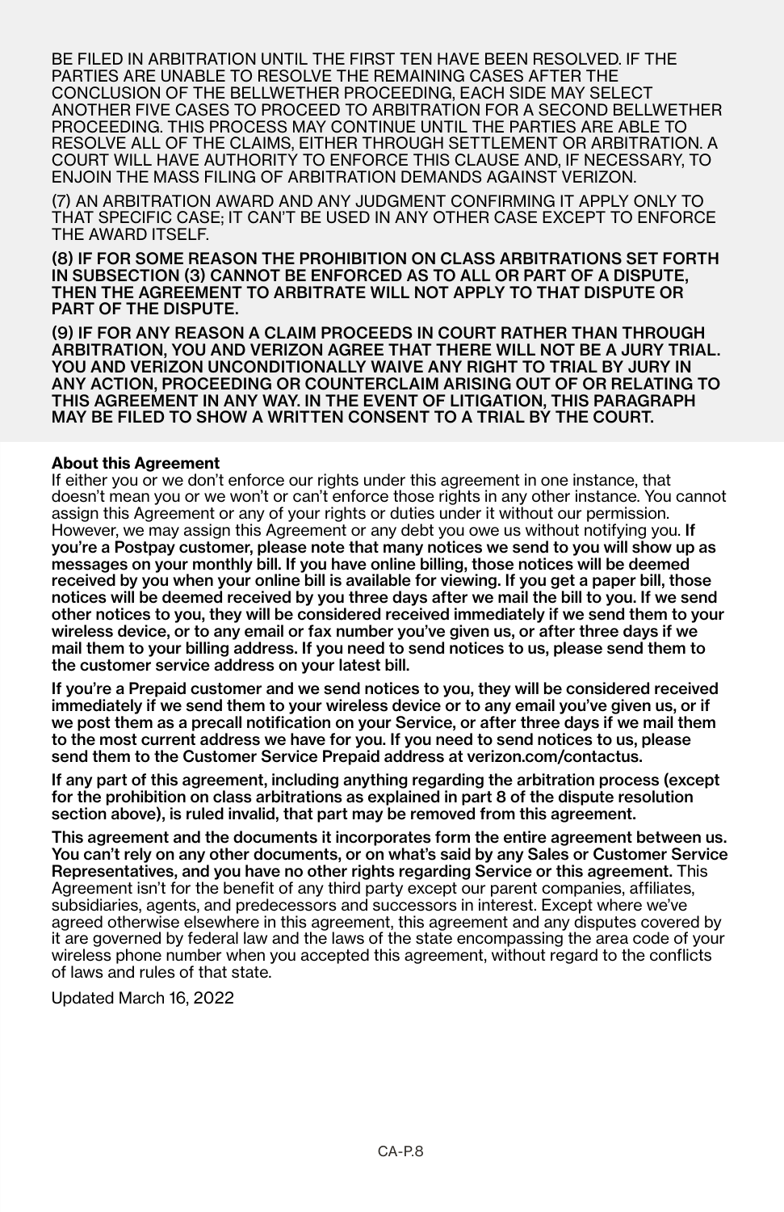BE FILED IN ARBITRATION UNTIL THE FIRST TEN HAVE BEEN RESOLVED. IF THE PARTIES ARE UNABLE TO RESOLVE THE REMAINING CASES AFTER THE CONCLUSION OF THE BELLWETHER PROCEEDING, EACH SIDE MAY SELECT ANOTHER FIVE CASES TO PROCEED TO ARBITRATION FOR A SECOND BELLWETHER PROCEEDING. THIS PROCESS MAY CONTINUE UNTIL THE PARTIES ARE ABLE TO RESOLVE ALL OF THE CLAIMS, EITHER THROUGH SETTLEMENT OR ARBITRATION. A COURT WILL HAVE AUTHORITY TO ENFORCE THIS CLAUSE AND, IF NECESSARY, TO ENJOIN THE MASS FILING OF ARBITRATION DEMANDS AGAINST VERIZON.

(7) AN ARBITRATION AWARD AND ANY JUDGMENT CONFIRMING IT APPLY ONLY TO THAT SPECIFIC CASE; IT CAN'T BE USED IN ANY OTHER CASE EXCEPT TO ENFORCE THE AWARD ITSELF.

**(8) IF FOR SOME REASON THE PROHIBITION ON CLASS ARBITRATIONS SET FORTH IN SUBSECTION (3) CANNOT BE ENFORCED AS TO ALL OR PART OF A DISPUTE, THEN THE AGREEMENT TO ARBITRATE WILL NOT APPLY TO THAT DISPUTE OR PART OF THE DISPUTE.**

**(9) IF FOR ANY REASON A CLAIM PROCEEDS IN COURT RATHER THAN THROUGH ARBITRATION, YOU AND VERIZON AGREE THAT THERE WILL NOT BE A JURY TRIAL. YOU AND VERIZON UNCONDITIONALLY WAIVE ANY RIGHT TO TRIAL BY JURY IN ANY ACTION, PROCEEDING OR COUNTERCLAIM ARISING OUT OF OR RELATING TO THIS AGREEMENT IN ANY WAY. IN THE EVENT OF LITIGATION, THIS PARAGRAPH MAY BE FILED TO SHOW A WRITTEN CONSENT TO A TRIAL BY THE COURT.**

**About this Agreement**

If either you or we don't enforce our rights under this agreement in one instance, that doesn't mean you or we won't or can't enforce those rights in any other instance. You cannot assign this Agreement or any of your rights or duties under it without our permission. However, we may assign this Agreement or any debt you owe us without notifying you. **If you're a Postpay customer, please note that many notices we send to you will show up as messages on your monthly bill. If you have online billing, those notices will be deemed received by you when your online bill is available for viewing. If you get a paper bill, those notices will be deemed received by you three days after we mail the bill to you. If we send other notices to you, they will be considered received immediately if we send them to your wireless device, or to any email or fax number you've given us, or after three days if we mail them to your billing address. If you need to send notices to us, please send them to the customer service address on your latest bill.**

**If you're a Prepaid customer and we send notices to you, they will be considered received immediately if we send them to your wireless device or to any email you've given us, or if we post them as a precall notification on your Service, or after three days if we mail them to the most current address we have for you. If you need to send notices to us, please send them to the Customer Service Prepaid address at verizon.com/contactus.**

**If any part of this agreement, including anything regarding the arbitration process (except for the prohibition on class arbitrations as explained in part 8 of the dispute resolution section above), is ruled invalid, that part may be removed from this agreement.**

**This agreement and the documents it incorporates form the entire agreement between us. You can't rely on any other documents, or on what's said by any Sales or Customer Service Representatives, and you have no other rights regarding Service or this agreement.** This Agreement isn't for the benefit of any third party except our parent companies, affiliates, subsidiaries, agents, and predecessors and successors in interest. Except where we've agreed otherwise elsewhere in this agreement, this agreement and any disputes covered by it are governed by federal law and the laws of the state encompassing the area code of your wireless phone number when you accepted this agreement, without regard to the conflicts of laws and rules of that state.

Updated March 16, 2022